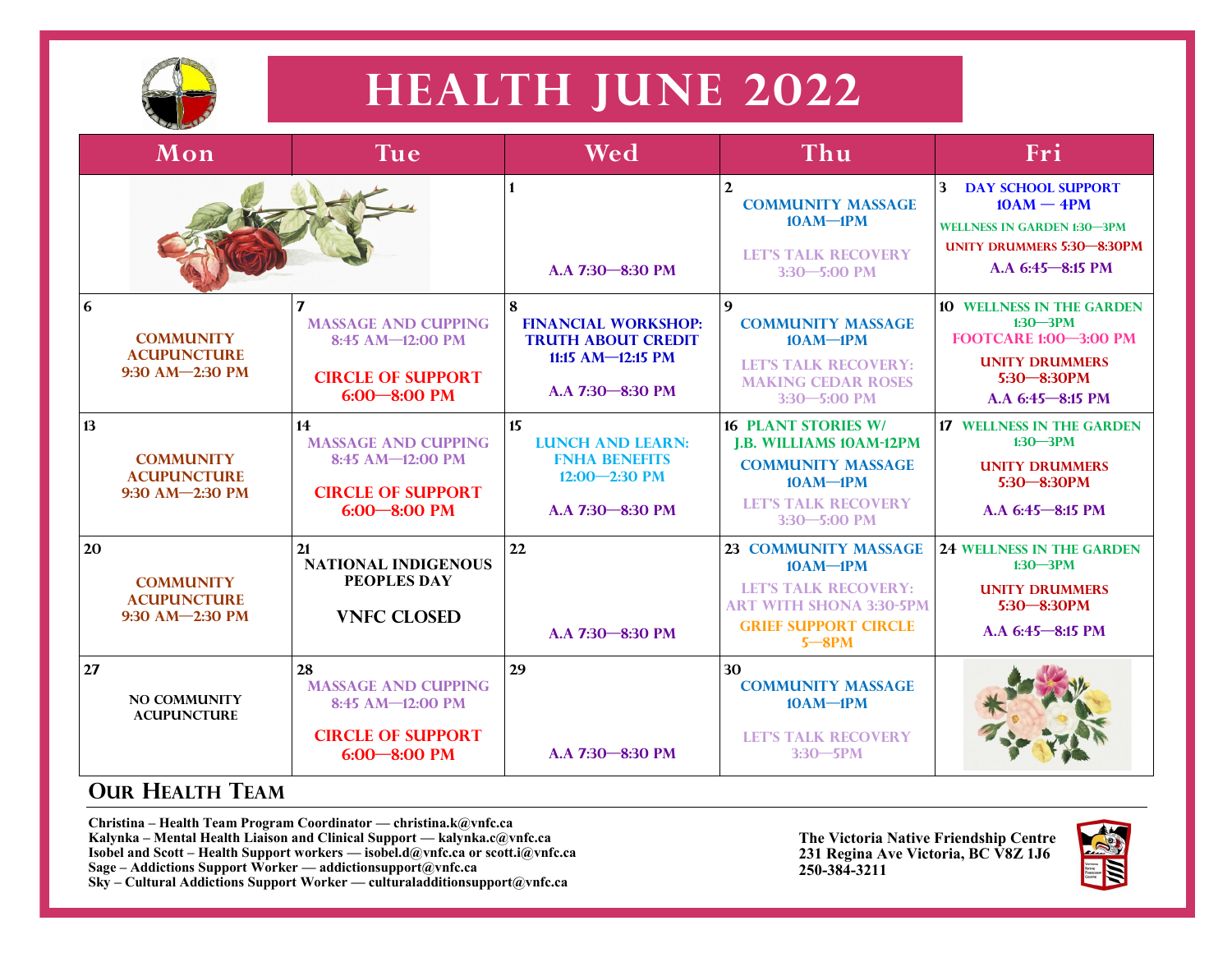# HEALTH JUNE 2022

| Mon | Tue | Wed | Thu | Fri |
|---|---|---|---|---|
| | | 1<br>A.A 7:30—8:30 PM | 2<br>COMMUNITY MASSAGE 10AM—1PM<br>LET'S TALK RECOVERY 3:30—5:00 PM | 3 DAY SCHOOL SUPPORT 10AM — 4PM<br>WELLNESS IN GARDEN 1:30—3PM<br>UNITY DRUMMERS 5:30—8:30PM<br>A.A 6:45—8:15 PM |
| 6<br>COMMUNITY ACUPUNCTURE 9:30 AM—2:30 PM | 7<br>MASSAGE AND CUPPING 8:45 AM—12:00 PM<br>CIRCLE OF SUPPORT 6:00—8:00 PM | 8<br>FINANCIAL WORKSHOP: TRUTH ABOUT CREDIT 11:15 AM—12:15 PM<br>A.A 7:30—8:30 PM | 9<br>COMMUNITY MASSAGE 10AM—1PM<br>LET'S TALK RECOVERY: MAKING CEDAR ROSES 3:30—5:00 PM | 10 WELLNESS IN THE GARDEN 1:30—3PM<br>FOOTCARE 1:00—3:00 PM<br>UNITY DRUMMERS 5:30—8:30PM<br>A.A 6:45—8:15 PM |
| 13<br>COMMUNITY ACUPUNCTURE 9:30 AM—2:30 PM | 14<br>MASSAGE AND CUPPING 8:45 AM—12:00 PM<br>CIRCLE OF SUPPORT 6:00—8:00 PM | 15<br>LUNCH AND LEARN: FNHA BENEFITS 12:00—2:30 PM<br>A.A 7:30—8:30 PM | 16 PLANT STORIES W/ J.B. WILLIAMS 10AM-12PM<br>COMMUNITY MASSAGE 10AM—1PM<br>LET'S TALK RECOVERY 3:30—5:00 PM | 17 WELLNESS IN THE GARDEN 1:30—3PM<br>UNITY DRUMMERS 5:30—8:30PM<br>A.A 6:45—8:15 PM |
| 20<br>COMMUNITY ACUPUNCTURE 9:30 AM—2:30 PM | 21<br>NATIONAL INDIGENOUS PEOPLES DAY<br>VNFC CLOSED | 22<br>A.A 7:30—8:30 PM | 23 COMMUNITY MASSAGE 10AM—1PM<br>LET'S TALK RECOVERY: ART WITH SHONA 3:30-5PM<br>GRIEF SUPPORT CIRCLE 5—8PM | 24 WELLNESS IN THE GARDEN 1:30—3PM<br>UNITY DRUMMERS 5:30—8:30PM<br>A.A 6:45—8:15 PM |
| 27<br>NO COMMUNITY ACUPUNCTURE | 28<br>MASSAGE AND CUPPING 8:45 AM—12:00 PM<br>CIRCLE OF SUPPORT 6:00—8:00 PM | 29<br>A.A 7:30—8:30 PM | 30<br>COMMUNITY MASSAGE 10AM—1PM<br>LET'S TALK RECOVERY 3:30—5PM | |

## Our Health Team

**Christina – Health Team Program Coordinator — christina.k@vnfc.ca**
**Kalynka – Mental Health Liaison and Clinical Support — kalynka.c@vnfc.ca**
**Isobel and Scott – Health Support workers — isobel.d@vnfc.ca or scott.i@vnfc.ca**
**Sage – Addictions Support Worker — addictionsupport@vnfc.ca**
**Sky – Cultural Addictions Support Worker — culturaladditionsupport@vnfc.ca**

**The Victoria Native Friendship Centre**
**231 Regina Ave Victoria, BC V8Z 1J6**
**250-384-3211**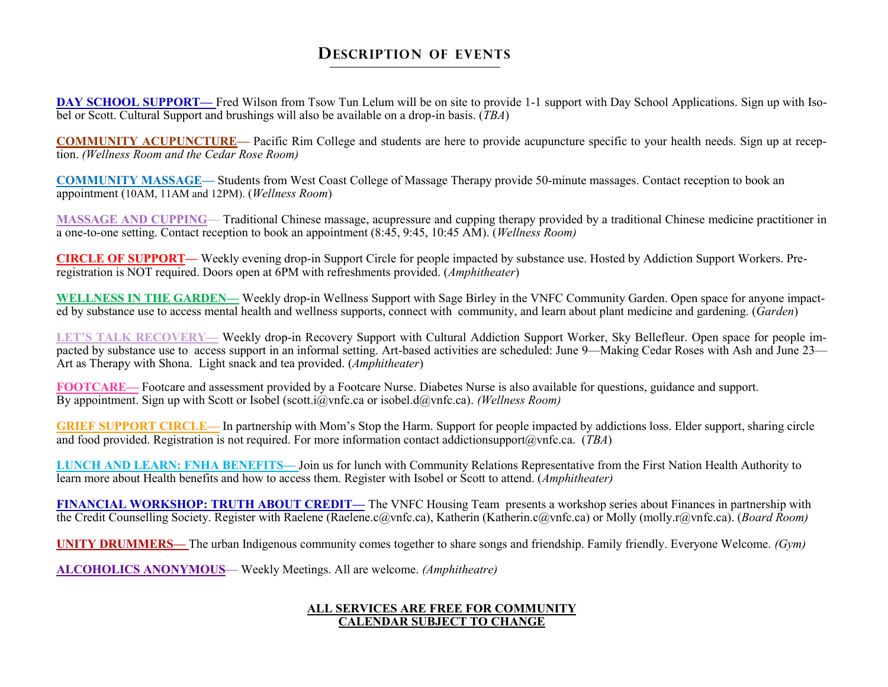# Description of events

**DAY SCHOOL SUPPORT—** Fred Wilson from Tsow Tun Lelum will be on site to provide 1-1 support with Day School Applications. Sign up with Isobel or Scott. Cultural Support and brushings will also be available on a drop-in basis. (*TBA*)

**COMMUNITY ACUPUNCTURE—** Pacific Rim College and students are here to provide acupuncture specific to your health needs. Sign up at reception. *(Wellness Room and the Cedar Rose Room)*

**COMMUNITY MASSAGE—** Students from West Coast College of Massage Therapy provide 50-minute massages. Contact reception to book an appointment (10AM, 11AM and 12PM). (*Wellness Room*)

**MASSAGE AND CUPPING—** Traditional Chinese massage, acupressure and cupping therapy provided by a traditional Chinese medicine practitioner in a one-to-one setting. Contact reception to book an appointment (8:45, 9:45, 10:45 AM). (*Wellness Room)*

**CIRCLE OF SUPPORT—** Weekly evening drop-in Support Circle for people impacted by substance use. Hosted by Addiction Support Workers. Pre-registration is NOT required. Doors open at 6PM with refreshments provided. (*Amphitheater*)

**WELLNESS IN THE GARDEN—** Weekly drop-in Wellness Support with Sage Birley in the VNFC Community Garden. Open space for anyone impacted by substance use to access mental health and wellness supports, connect with community, and learn about plant medicine and gardening. (*Garden*)

**LET'S TALK RECOVERY—** Weekly drop-in Recovery Support with Cultural Addiction Support Worker, Sky Bellefleur. Open space for people impacted by substance use to access support in an informal setting. Art-based activities are scheduled: June 9—Making Cedar Roses with Ash and June 23—Art as Therapy with Shona. Light snack and tea provided. (*Amphitheater*)

**FOOTCARE—** Footcare and assessment provided by a Footcare Nurse. Diabetes Nurse is also available for questions, guidance and support. By appointment. Sign up with Scott or Isobel (scott.i@vnfc.ca or isobel.d@vnfc.ca). *(Wellness Room)*

**GRIEF SUPPORT CIRCLE—** In partnership with Mom's Stop the Harm. Support for people impacted by addictions loss. Elder support, sharing circle and food provided. Registration is not required. For more information contact addictionsupport@vnfc.ca. (*TBA*)

**LUNCH AND LEARN: FNHA BENEFITS—** Join us for lunch with Community Relations Representative from the First Nation Health Authority to learn more about Health benefits and how to access them. Register with Isobel or Scott to attend. (*Amphitheater)*

**FINANCIAL WORKSHOP: TRUTH ABOUT CREDIT—** The VNFC Housing Team presents a workshop series about Finances in partnership with the Credit Counselling Society. Register with Raelene (Raelene.c@vnfc.ca), Katherin (Katherin.c@vnfc.ca) or Molly (molly.r@vnfc.ca). (*Board Room)*

**UNITY DRUMMERS—** The urban Indigenous community comes together to share songs and friendship. Family friendly. Everyone Welcome. *(Gym)*

**ALCOHOLICS ANONYMOUS—** Weekly Meetings. All are welcome. *(Amphitheatre)*

**ALL SERVICES ARE FREE FOR COMMUNITY**
**CALENDAR SUBJECT TO CHANGE**